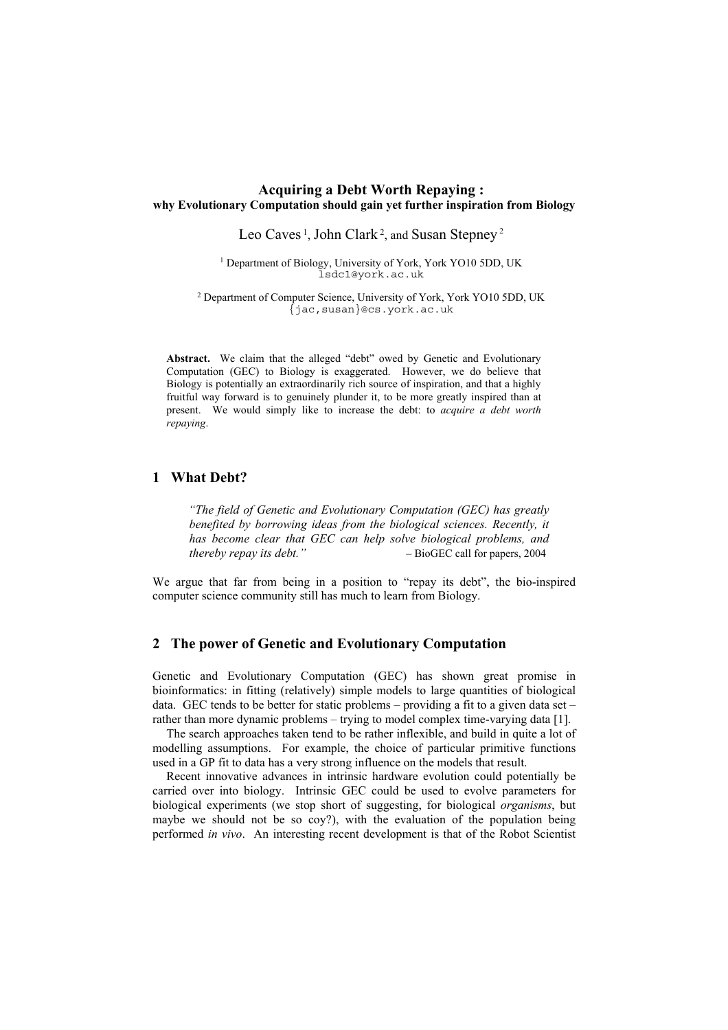# Acquiring a Debt Worth Repaying :
**why Evolutionary Computation should gain yet further inspiration from Biology**

Leo Caves [1], John Clark [2], and Susan Stepney [2]

[1] Department of Biology, University of York, York YO10 5DD, UK
lsdc1@york.ac.uk

[2] Department of Computer Science, University of York, York YO10 5DD, UK
{jac,susan}@cs.york.ac.uk

**Abstract.** We claim that the alleged "debt" owed by Genetic and Evolutionary Computation (GEC) to Biology is exaggerated. However, we do believe that Biology is potentially an extraordinarily rich source of inspiration, and that a highly fruitful way forward is to genuinely plunder it, to be more greatly inspired than at present. We would simply like to increase the debt: to *acquire a debt worth repaying*.

## 1 What Debt?

> *"The field of Genetic and Evolutionary Computation (GEC) has greatly benefited by borrowing ideas from the biological sciences. Recently, it has become clear that GEC can help solve biological problems, and thereby repay its debt."* – BioGEC call for papers, 2004

We argue that far from being in a position to "repay its debt", the bio-inspired computer science community still has much to learn from Biology.

## 2 The power of Genetic and Evolutionary Computation

Genetic and Evolutionary Computation (GEC) has shown great promise in bioinformatics: in fitting (relatively) simple models to large quantities of biological data. GEC tends to be better for static problems – providing a fit to a given data set – rather than more dynamic problems – trying to model complex time-varying data [1].

The search approaches taken tend to be rather inflexible, and build in quite a lot of modelling assumptions. For example, the choice of particular primitive functions used in a GP fit to data has a very strong influence on the models that result.

Recent innovative advances in intrinsic hardware evolution could potentially be carried over into biology. Intrinsic GEC could be used to evolve parameters for biological experiments (we stop short of suggesting, for biological *organisms*, but maybe we should not be so coy?), with the evaluation of the population being performed *in vivo*. An interesting recent development is that of the Robot Scientist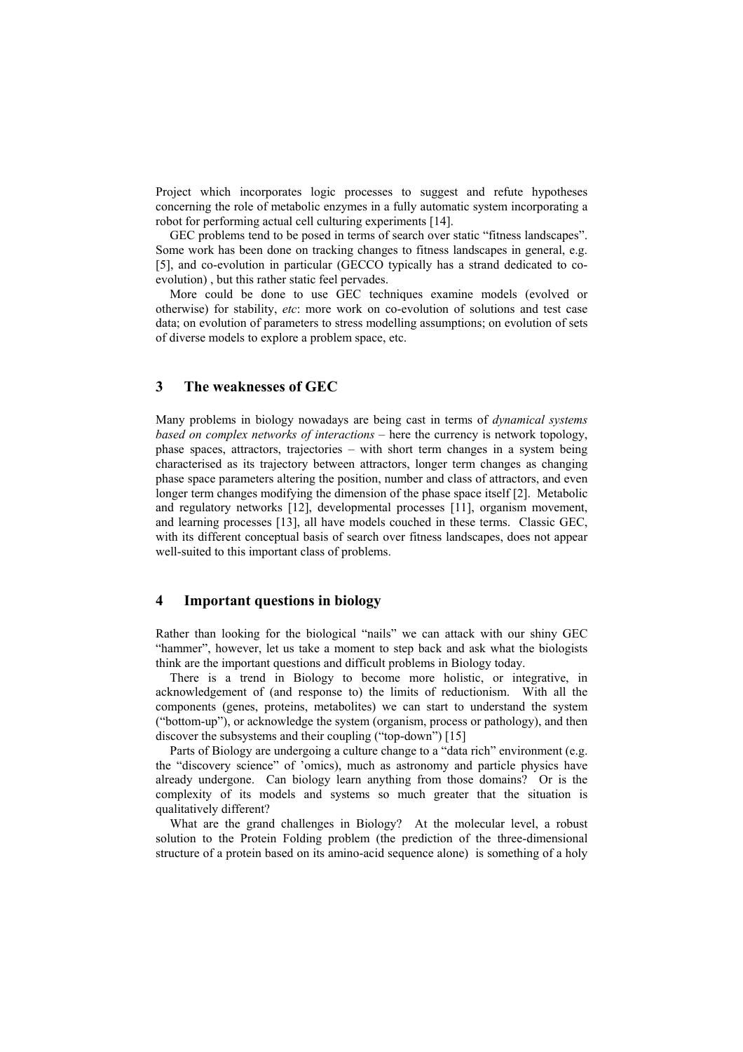Project which incorporates logic processes to suggest and refute hypotheses concerning the role of metabolic enzymes in a fully automatic system incorporating a robot for performing actual cell culturing experiments [14].

GEC problems tend to be posed in terms of search over static "fitness landscapes". Some work has been done on tracking changes to fitness landscapes in general, e.g. [5], and co-evolution in particular (GECCO typically has a strand dedicated to co-evolution) , but this rather static feel pervades.

More could be done to use GEC techniques examine models (evolved or otherwise) for stability, *etc*: more work on co-evolution of solutions and test case data; on evolution of parameters to stress modelling assumptions; on evolution of sets of diverse models to explore a problem space, etc.

## 3 The weaknesses of GEC

Many problems in biology nowadays are being cast in terms of *dynamical systems based on complex networks of interactions* – here the currency is network topology, phase spaces, attractors, trajectories – with short term changes in a system being characterised as its trajectory between attractors, longer term changes as changing phase space parameters altering the position, number and class of attractors, and even longer term changes modifying the dimension of the phase space itself [2]. Metabolic and regulatory networks [12], developmental processes [11], organism movement, and learning processes [13], all have models couched in these terms. Classic GEC, with its different conceptual basis of search over fitness landscapes, does not appear well-suited to this important class of problems.

## 4 Important questions in biology

Rather than looking for the biological "nails" we can attack with our shiny GEC "hammer", however, let us take a moment to step back and ask what the biologists think are the important questions and difficult problems in Biology today.

There is a trend in Biology to become more holistic, or integrative, in acknowledgement of (and response to) the limits of reductionism. With all the components (genes, proteins, metabolites) we can start to understand the system ("bottom-up"), or acknowledge the system (organism, process or pathology), and then discover the subsystems and their coupling ("top-down") [15]

Parts of Biology are undergoing a culture change to a "data rich" environment (e.g. the "discovery science" of 'omics), much as astronomy and particle physics have already undergone. Can biology learn anything from those domains? Or is the complexity of its models and systems so much greater that the situation is qualitatively different?

What are the grand challenges in Biology? At the molecular level, a robust solution to the Protein Folding problem (the prediction of the three-dimensional structure of a protein based on its amino-acid sequence alone) is something of a holy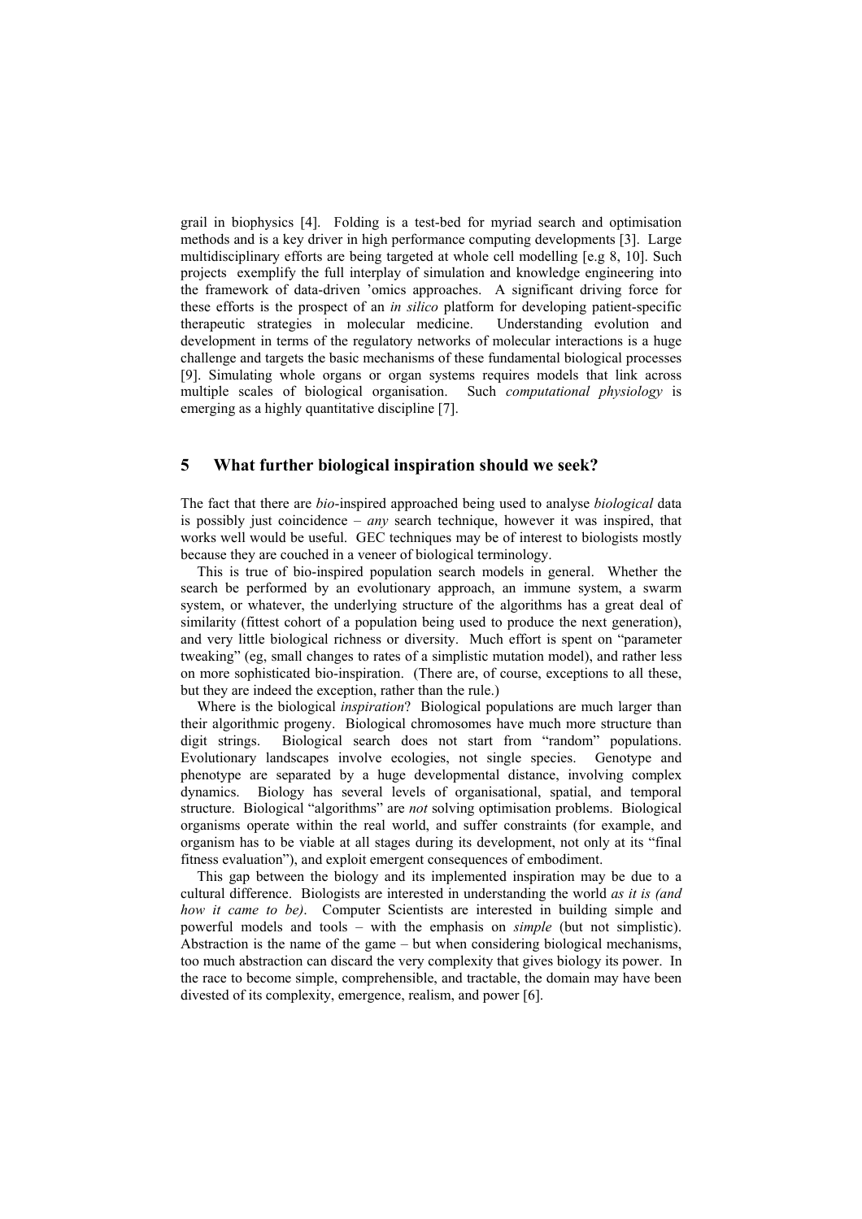grail in biophysics [4]. Folding is a test-bed for myriad search and optimisation methods and is a key driver in high performance computing developments [3]. Large multidisciplinary efforts are being targeted at whole cell modelling [e.g 8, 10]. Such projects exemplify the full interplay of simulation and knowledge engineering into the framework of data-driven 'omics approaches. A significant driving force for these efforts is the prospect of an *in silico* platform for developing patient-specific therapeutic strategies in molecular medicine. Understanding evolution and development in terms of the regulatory networks of molecular interactions is a huge challenge and targets the basic mechanisms of these fundamental biological processes [9]. Simulating whole organs or organ systems requires models that link across multiple scales of biological organisation. Such *computational physiology* is emerging as a highly quantitative discipline [7].

## 5 What further biological inspiration should we seek?

The fact that there are *bio*-inspired approached being used to analyse *biological* data is possibly just coincidence – *any* search technique, however it was inspired, that works well would be useful. GEC techniques may be of interest to biologists mostly because they are couched in a veneer of biological terminology.

This is true of bio-inspired population search models in general. Whether the search be performed by an evolutionary approach, an immune system, a swarm system, or whatever, the underlying structure of the algorithms has a great deal of similarity (fittest cohort of a population being used to produce the next generation), and very little biological richness or diversity. Much effort is spent on "parameter tweaking" (eg, small changes to rates of a simplistic mutation model), and rather less on more sophisticated bio-inspiration. (There are, of course, exceptions to all these, but they are indeed the exception, rather than the rule.)

Where is the biological *inspiration*? Biological populations are much larger than their algorithmic progeny. Biological chromosomes have much more structure than digit strings. Biological search does not start from "random" populations. Evolutionary landscapes involve ecologies, not single species. Genotype and phenotype are separated by a huge developmental distance, involving complex dynamics. Biology has several levels of organisational, spatial, and temporal structure. Biological "algorithms" are *not* solving optimisation problems. Biological organisms operate within the real world, and suffer constraints (for example, and organism has to be viable at all stages during its development, not only at its "final fitness evaluation"), and exploit emergent consequences of embodiment.

This gap between the biology and its implemented inspiration may be due to a cultural difference. Biologists are interested in understanding the world *as it is (and how it came to be)*. Computer Scientists are interested in building simple and powerful models and tools – with the emphasis on *simple* (but not simplistic). Abstraction is the name of the game – but when considering biological mechanisms, too much abstraction can discard the very complexity that gives biology its power. In the race to become simple, comprehensible, and tractable, the domain may have been divested of its complexity, emergence, realism, and power [6].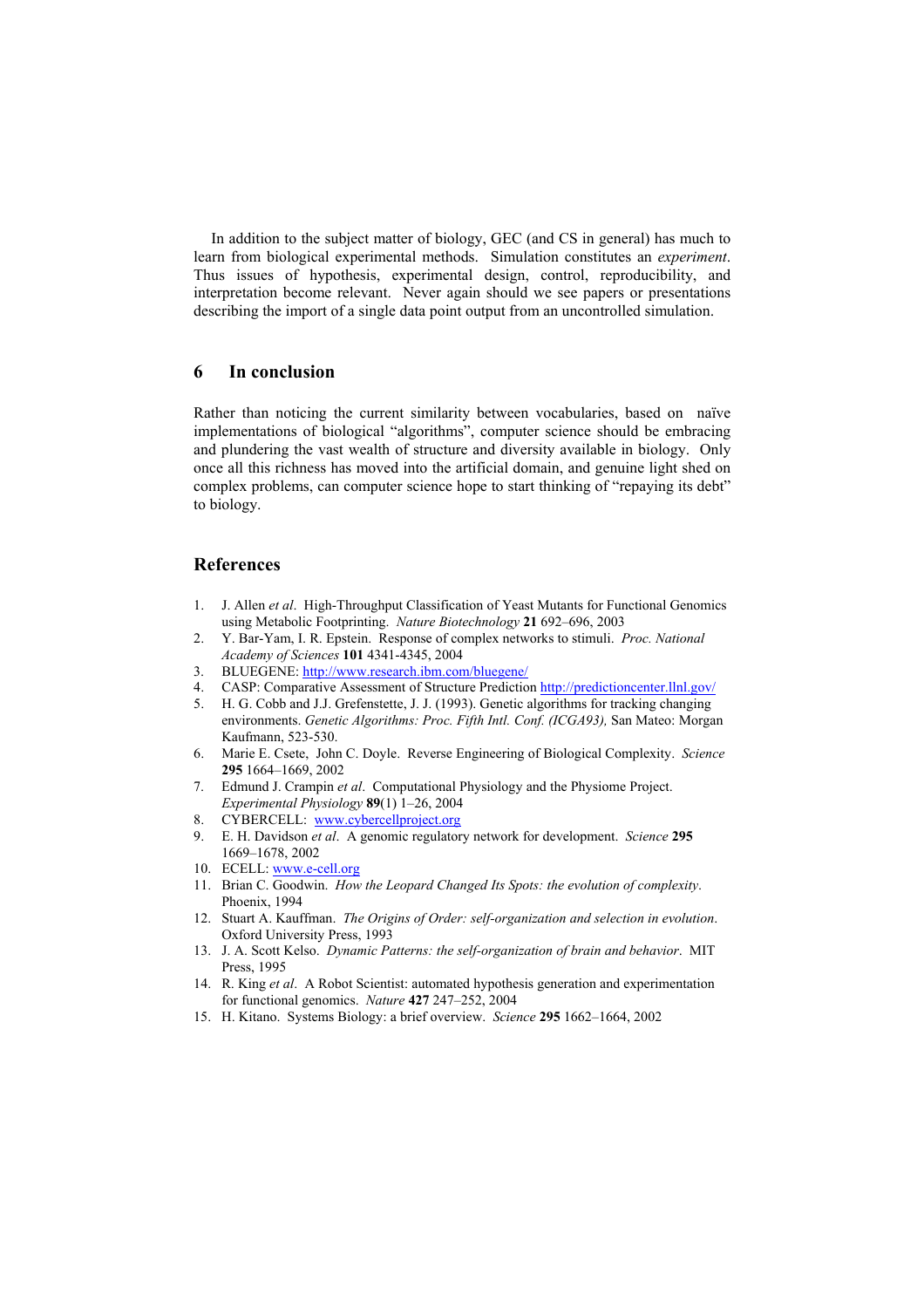In addition to the subject matter of biology, GEC (and CS in general) has much to learn from biological experimental methods. Simulation constitutes an *experiment*. Thus issues of hypothesis, experimental design, control, reproducibility, and interpretation become relevant. Never again should we see papers or presentations describing the import of a single data point output from an uncontrolled simulation.

## 6 In conclusion

Rather than noticing the current similarity between vocabularies, based on naïve implementations of biological "algorithms", computer science should be embracing and plundering the vast wealth of structure and diversity available in biology. Only once all this richness has moved into the artificial domain, and genuine light shed on complex problems, can computer science hope to start thinking of "repaying its debt" to biology.

## References

1. J. Allen *et al*. High-Throughput Classification of Yeast Mutants for Functional Genomics using Metabolic Footprinting. *Nature Biotechnology* **21** 692–696, 2003
2. Y. Bar-Yam, I. R. Epstein. Response of complex networks to stimuli. *Proc. National Academy of Sciences* **101** 4341-4345, 2004
3. BLUEGENE: http://www.research.ibm.com/bluegene/
4. CASP: Comparative Assessment of Structure Prediction http://predictioncenter.llnl.gov/
5. H. G. Cobb and J.J. Grefenstette, J. J. (1993). Genetic algorithms for tracking changing environments. *Genetic Algorithms: Proc. Fifth Intl. Conf. (ICGA93),* San Mateo: Morgan Kaufmann, 523-530.
6. Marie E. Csete, John C. Doyle. Reverse Engineering of Biological Complexity. *Science* **295** 1664–1669, 2002
7. Edmund J. Crampin *et al*. Computational Physiology and the Physiome Project. *Experimental Physiology* **89**(1) 1–26, 2004
8. CYBERCELL: www.cybercellproject.org
9. E. H. Davidson *et al*. A genomic regulatory network for development. *Science* **295** 1669–1678, 2002
10. ECELL: www.e-cell.org
11. Brian C. Goodwin. *How the Leopard Changed Its Spots: the evolution of complexity*. Phoenix, 1994
12. Stuart A. Kauffman. *The Origins of Order: self-organization and selection in evolution*. Oxford University Press, 1993
13. J. A. Scott Kelso. *Dynamic Patterns: the self-organization of brain and behavior*. MIT Press, 1995
14. R. King *et al*. A Robot Scientist: automated hypothesis generation and experimentation for functional genomics. *Nature* **427** 247–252, 2004
15. H. Kitano. Systems Biology: a brief overview. *Science* **295** 1662–1664, 2002